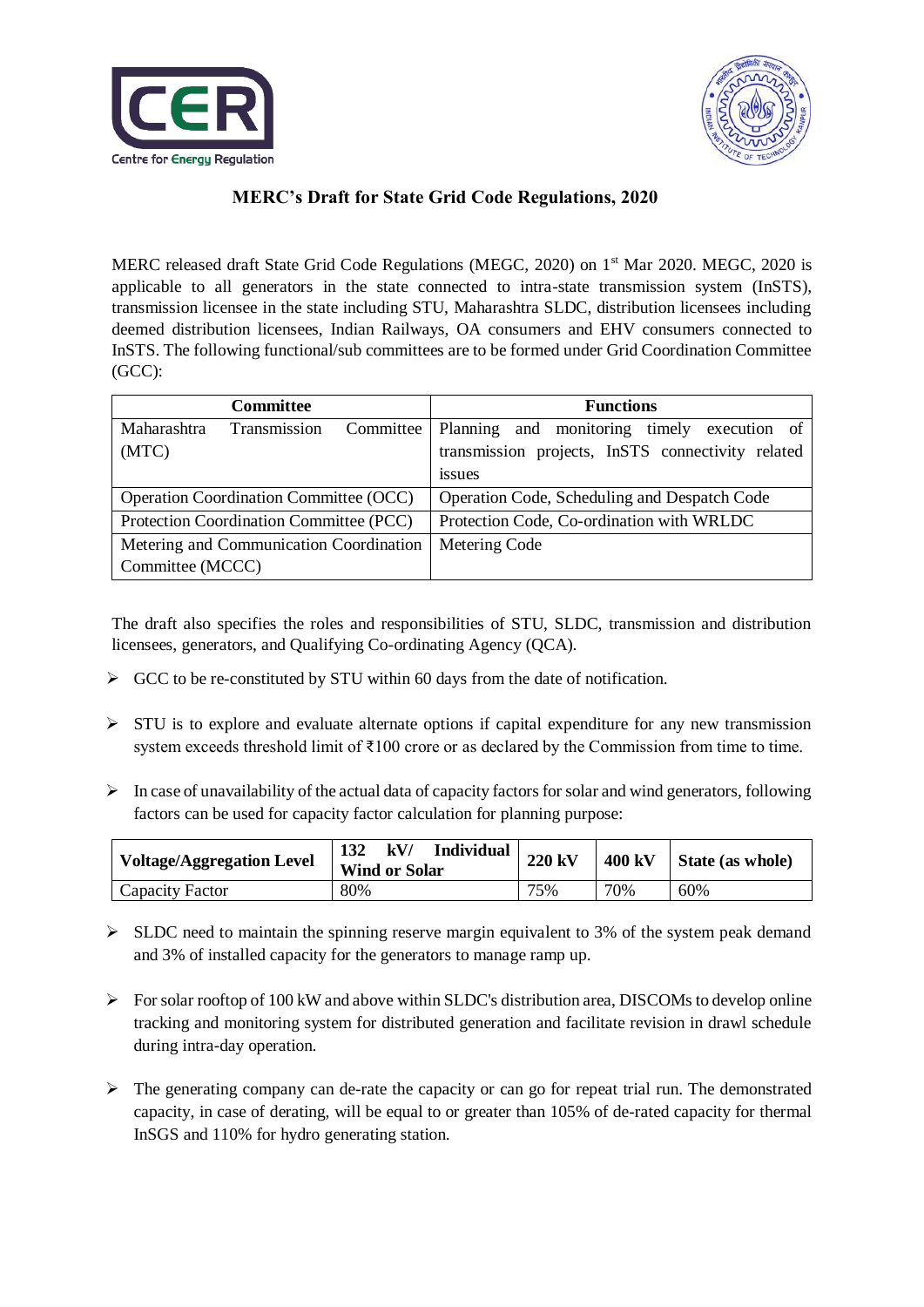## MERC's Draft for State Grid Code Regulations, 2020

MERC released draft State Grid Code Regulations (MEGC, 2020) on 1st Mar 2020. MEGC, 2020 is applicable to all generators in the state connected to intra-state transmission system (InSTS), transmission licensee in the state including STU, Maharashtra SLDC, distribution licensees including deemed distribution licensees, Indian Railways, OA consumers and EHV consumers connected to InSTS. The following functional/sub committees are to be formed under Grid Coordination Committee (GCC):

| Committee | Functions |
|---|---|
| Maharashtra Transmission Committee (MTC) | Planning and monitoring timely execution of transmission projects, InSTS connectivity related issues |
| Operation Coordination Committee (OCC) | Operation Code, Scheduling and Despatch Code |
| Protection Coordination Committee (PCC) | Protection Code, Co-ordination with WRLDC |
| Metering and Communication Coordination Committee (MCCC) | Metering Code |

The draft also specifies the roles and responsibilities of STU, SLDC, transmission and distribution licensees, generators, and Qualifying Co-ordinating Agency (QCA).

- GCC to be re-constituted by STU within 60 days from the date of notification.
- STU is to explore and evaluate alternate options if capital expenditure for any new transmission system exceeds threshold limit of ₹100 crore or as declared by the Commission from time to time.
- In case of unavailability of the actual data of capacity factors for solar and wind generators, following factors can be used for capacity factor calculation for planning purpose:

| Voltage/Aggregation Level | 132 kV/ Individual Wind or Solar | 220 kV | 400 kV | State (as whole) |
|---|---|---|---|---|
| Capacity Factor | 80% | 75% | 70% | 60% |

- SLDC need to maintain the spinning reserve margin equivalent to 3% of the system peak demand and 3% of installed capacity for the generators to manage ramp up.
- For solar rooftop of 100 kW and above within SLDC's distribution area, DISCOMs to develop online tracking and monitoring system for distributed generation and facilitate revision in drawl schedule during intra-day operation.
- The generating company can de-rate the capacity or can go for repeat trial run. The demonstrated capacity, in case of derating, will be equal to or greater than 105% of de-rated capacity for thermal InSGS and 110% for hydro generating station.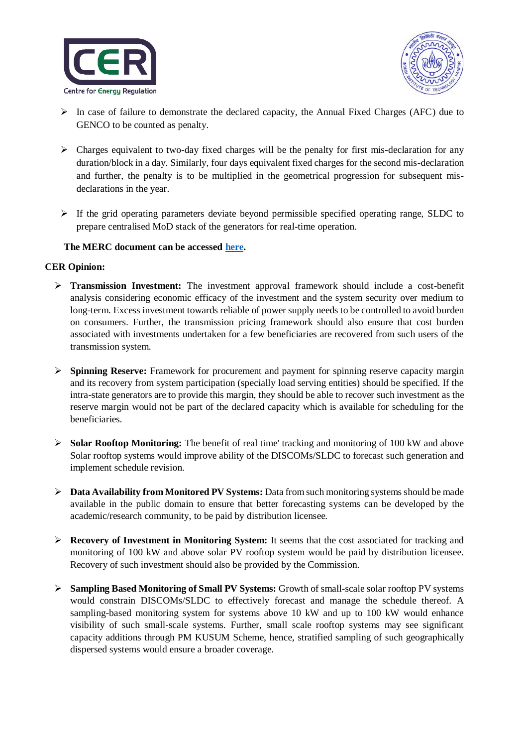- In case of failure to demonstrate the declared capacity, the Annual Fixed Charges (AFC) due to GENCO to be counted as penalty.

- Charges equivalent to two-day fixed charges will be the penalty for first mis-declaration for any duration/block in a day. Similarly, four days equivalent fixed charges for the second mis-declaration and further, the penalty is to be multiplied in the geometrical progression for subsequent mis-declarations in the year.

- If the grid operating parameters deviate beyond permissible specified operating range, SLDC to prepare centralised MoD stack of the generators for real-time operation.

**The MERC document can be accessed here.**

**CER Opinion:**

- **Transmission Investment:** The investment approval framework should include a cost-benefit analysis considering economic efficacy of the investment and the system security over medium to long-term. Excess investment towards reliable of power supply needs to be controlled to avoid burden on consumers. Further, the transmission pricing framework should also ensure that cost burden associated with investments undertaken for a few beneficiaries are recovered from such users of the transmission system.

- **Spinning Reserve:** Framework for procurement and payment for spinning reserve capacity margin and its recovery from system participation (specially load serving entities) should be specified. If the intra-state generators are to provide this margin, they should be able to recover such investment as the reserve margin would not be part of the declared capacity which is available for scheduling for the beneficiaries.

- **Solar Rooftop Monitoring:** The benefit of real time' tracking and monitoring of 100 kW and above Solar rooftop systems would improve ability of the DISCOMs/SLDC to forecast such generation and implement schedule revision.

- **Data Availability from Monitored PV Systems:** Data from such monitoring systems should be made available in the public domain to ensure that better forecasting systems can be developed by the academic/research community, to be paid by distribution licensee.

- **Recovery of Investment in Monitoring System:** It seems that the cost associated for tracking and monitoring of 100 kW and above solar PV rooftop system would be paid by distribution licensee. Recovery of such investment should also be provided by the Commission.

- **Sampling Based Monitoring of Small PV Systems:** Growth of small-scale solar rooftop PV systems would constrain DISCOMs/SLDC to effectively forecast and manage the schedule thereof. A sampling-based monitoring system for systems above 10 kW and up to 100 kW would enhance visibility of such small-scale systems. Further, small scale rooftop systems may see significant capacity additions through PM KUSUM Scheme, hence, stratified sampling of such geographically dispersed systems would ensure a broader coverage.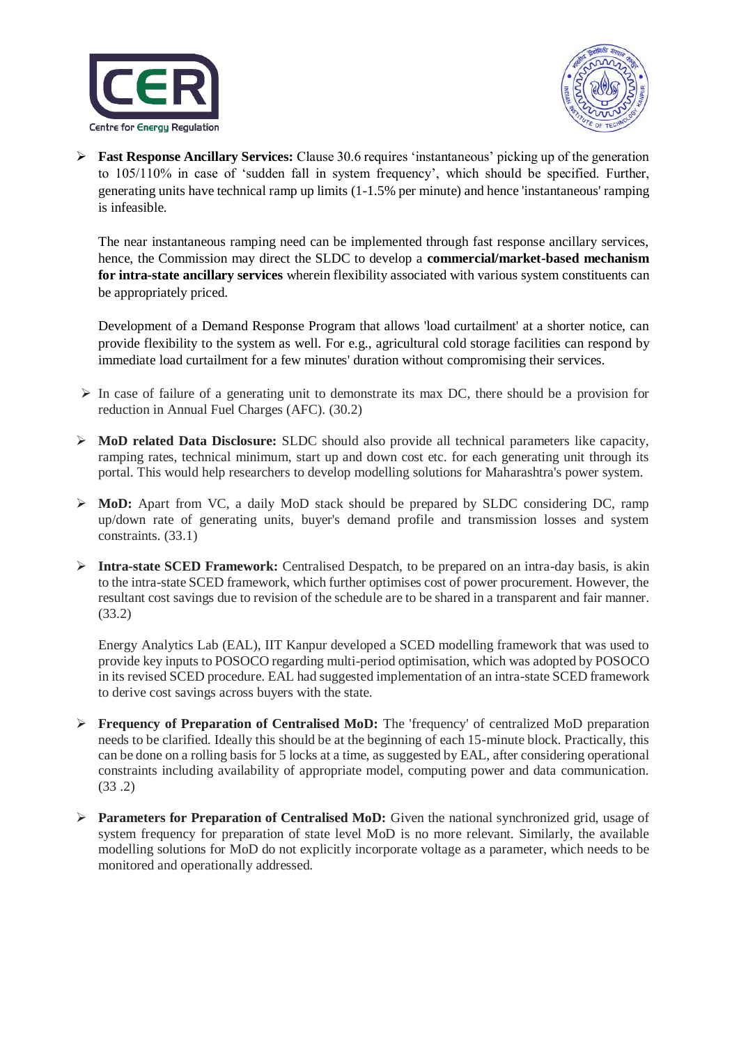- **Fast Response Ancillary Services:** Clause 30.6 requires 'instantaneous' picking up of the generation to 105/110% in case of 'sudden fall in system frequency', which should be specified. Further, generating units have technical ramp up limits (1-1.5% per minute) and hence 'instantaneous' ramping is infeasible.

  The near instantaneous ramping need can be implemented through fast response ancillary services, hence, the Commission may direct the SLDC to develop a **commercial/market-based mechanism for intra-state ancillary services** wherein flexibility associated with various system constituents can be appropriately priced.

  Development of a Demand Response Program that allows 'load curtailment' at a shorter notice, can provide flexibility to the system as well. For e.g., agricultural cold storage facilities can respond by immediate load curtailment for a few minutes' duration without compromising their services.

- In case of failure of a generating unit to demonstrate its max DC, there should be a provision for reduction in Annual Fuel Charges (AFC). (30.2)

- **MoD related Data Disclosure:** SLDC should also provide all technical parameters like capacity, ramping rates, technical minimum, start up and down cost etc. for each generating unit through its portal. This would help researchers to develop modelling solutions for Maharashtra's power system.

- **MoD:** Apart from VC, a daily MoD stack should be prepared by SLDC considering DC, ramp up/down rate of generating units, buyer's demand profile and transmission losses and system constraints. (33.1)

- **Intra-state SCED Framework:** Centralised Despatch, to be prepared on an intra-day basis, is akin to the intra-state SCED framework, which further optimises cost of power procurement. However, the resultant cost savings due to revision of the schedule are to be shared in a transparent and fair manner. (33.2)

  Energy Analytics Lab (EAL), IIT Kanpur developed a SCED modelling framework that was used to provide key inputs to POSOCO regarding multi-period optimisation, which was adopted by POSOCO in its revised SCED procedure. EAL had suggested implementation of an intra-state SCED framework to derive cost savings across buyers with the state.

- **Frequency of Preparation of Centralised MoD:** The 'frequency' of centralized MoD preparation needs to be clarified. Ideally this should be at the beginning of each 15-minute block. Practically, this can be done on a rolling basis for 5 locks at a time, as suggested by EAL, after considering operational constraints including availability of appropriate model, computing power and data communication. (33 .2)

- **Parameters for Preparation of Centralised MoD:** Given the national synchronized grid, usage of system frequency for preparation of state level MoD is no more relevant. Similarly, the available modelling solutions for MoD do not explicitly incorporate voltage as a parameter, which needs to be monitored and operationally addressed.